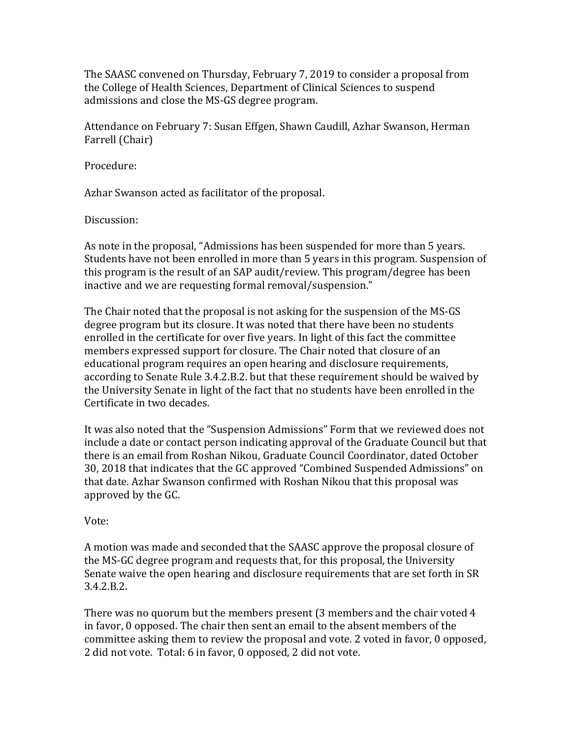The SAASC convened on Thursday, February 7, 2019 to consider a proposal from the College of Health Sciences, Department of Clinical Sciences to suspend admissions and close the MS-GS degree program.

Attendance on February 7: Susan Effgen, Shawn Caudill, Azhar Swanson, Herman Farrell (Chair)

Procedure:

Azhar Swanson acted as facilitator of the proposal.

Discussion:

As note in the proposal, "Admissions has been suspended for more than 5 years. Students have not been enrolled in more than 5 years in this program. Suspension of this program is the result of an SAP audit/review. This program/degree has been inactive and we are requesting formal removal/suspension."

The Chair noted that the proposal is not asking for the suspension of the MS-GS degree program but its closure. It was noted that there have been no students enrolled in the certificate for over five years. In light of this fact the committee members expressed support for closure. The Chair noted that closure of an educational program requires an open hearing and disclosure requirements, according to Senate Rule 3.4.2.B.2. but that these requirement should be waived by the University Senate in light of the fact that no students have been enrolled in the Certificate in two decades.

It was also noted that the "Suspension Admissions" Form that we reviewed does not include a date or contact person indicating approval of the Graduate Council but that there is an email from Roshan Nikou, Graduate Council Coordinator, dated October 30, 2018 that indicates that the GC approved "Combined Suspended Admissions" on that date. Azhar Swanson confirmed with Roshan Nikou that this proposal was approved by the GC.

Vote:

A motion was made and seconded that the SAASC approve the proposal closure of the MS-GC degree program and requests that, for this proposal, the University Senate waive the open hearing and disclosure requirements that are set forth in SR 3.4.2.B.2.

There was no quorum but the members present (3 members and the chair voted 4 in favor, 0 opposed. The chair then sent an email to the absent members of the committee asking them to review the proposal and vote. 2 voted in favor, 0 opposed, 2 did not vote. Total: 6 in favor, 0 opposed, 2 did not vote.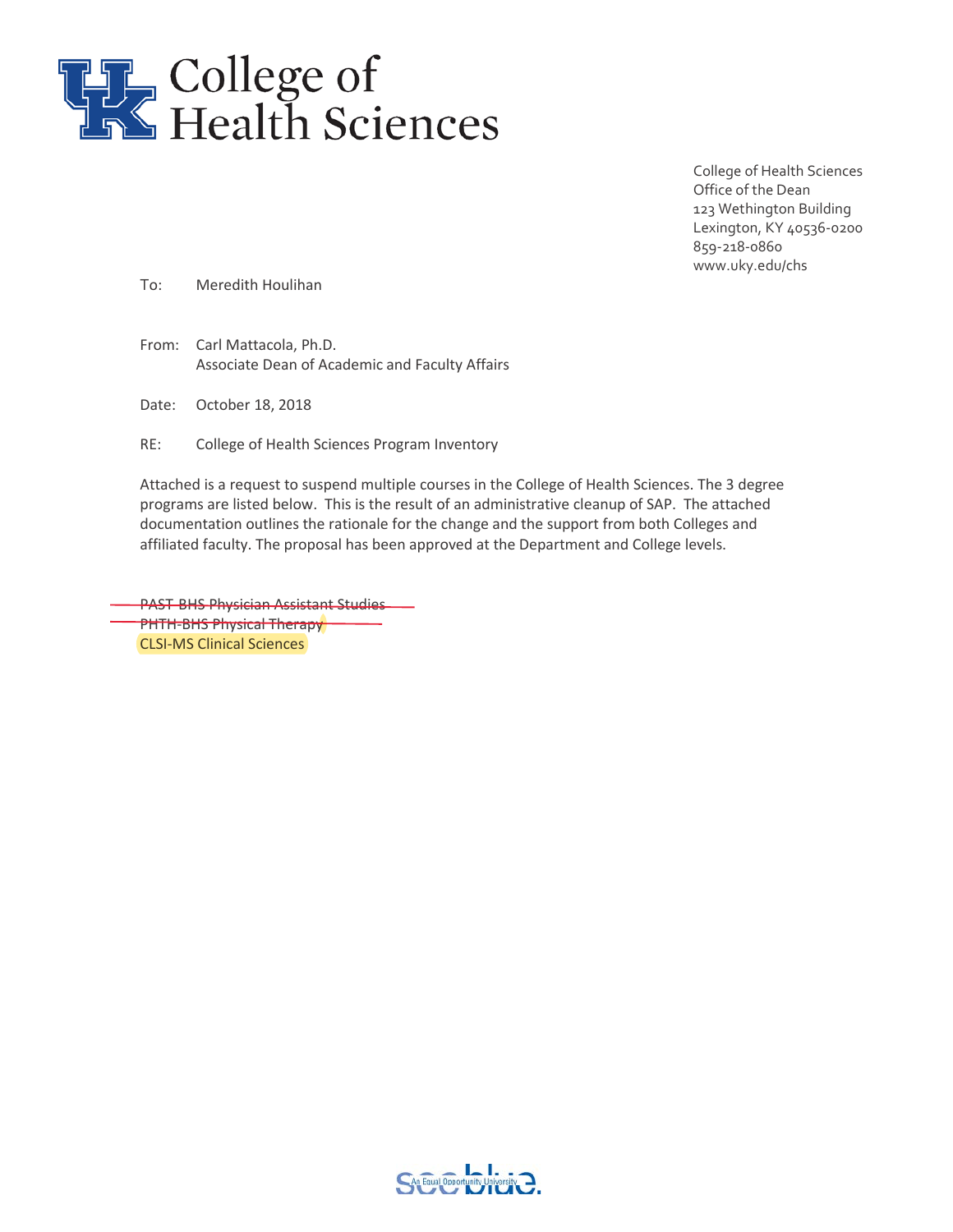# College of Health Sciences

College of Health Sciences
Office of the Dean
123 Wethington Building
Lexington, KY 40536-0200
859-218-0860
www.uky.edu/chs

To: Meredith Houlihan

From: Carl Mattacola, Ph.D.
Associate Dean of Academic and Faculty Affairs

Date: October 18, 2018

RE: College of Health Sciences Program Inventory

Attached is a request to suspend multiple courses in the College of Health Sciences. The 3 degree programs are listed below. This is the result of an administrative cleanup of SAP. The attached documentation outlines the rationale for the change and the support from both Colleges and affiliated faculty. The proposal has been approved at the Department and College levels.

~~PAST-BHS Physician Assistant Studies~~
~~PHTH-BHS Physical Therapy~~
CLSI-MS Clinical Sciences

An Equal Opportunity University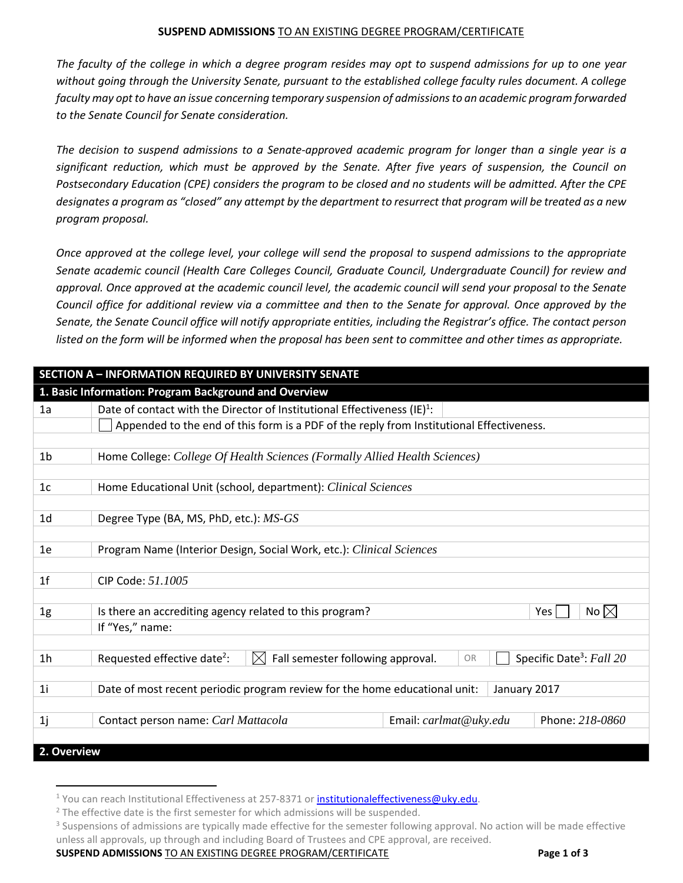**SUSPEND ADMISSIONS** TO AN EXISTING DEGREE PROGRAM/CERTIFICATE

*The faculty of the college in which a degree program resides may opt to suspend admissions for up to one year without going through the University Senate, pursuant to the established college faculty rules document. A college faculty may opt to have an issue concerning temporary suspension of admissions to an academic program forwarded to the Senate Council for Senate consideration.*

*The decision to suspend admissions to a Senate-approved academic program for longer than a single year is a significant reduction, which must be approved by the Senate. After five years of suspension, the Council on Postsecondary Education (CPE) considers the program to be closed and no students will be admitted. After the CPE designates a program as "closed" any attempt by the department to resurrect that program will be treated as a new program proposal.*

*Once approved at the college level, your college will send the proposal to suspend admissions to the appropriate Senate academic council (Health Care Colleges Council, Graduate Council, Undergraduate Council) for review and approval. Once approved at the academic council level, the academic council will send your proposal to the Senate Council office for additional review via a committee and then to the Senate for approval. Once approved by the Senate, the Senate Council office will notify appropriate entities, including the Registrar's office. The contact person listed on the form will be informed when the proposal has been sent to committee and other times as appropriate.*

| **SECTION A – INFORMATION REQUIRED BY UNIVERSITY SENATE** | | | |
|---|---|---|---|
| **1. Basic Information: Program Background and Overview** | | | |
| 1a | Date of contact with the Director of Institutional Effectiveness (IE)[1]: | | |
| | ☐ Appended to the end of this form is a PDF of the reply from Institutional Effectiveness. | | |
| 1b | Home College: *College Of Health Sciences (Formally Allied Health Sciences)* | | |
| 1c | Home Educational Unit (school, department): *Clinical Sciences* | | |
| 1d | Degree Type (BA, MS, PhD, etc.): *MS-GS* | | |
| 1e | Program Name (Interior Design, Social Work, etc.): *Clinical Sciences* | | |
| 1f | CIP Code: *51.1005* | | |
| 1g | Is there an accrediting agency related to this program? | Yes ☐ | No ☒ |
| | If "Yes," name: | | |
| 1h | Requested effective date[2]: ☒ Fall semester following approval. | OR | ☐ Specific Date[3]: *Fall 20* |
| 1i | Date of most recent periodic program review for the home educational unit: | January 2017 | |
| 1j | Contact person name: *Carl Mattacola* | Email: *carlmat@uky.edu* | Phone: *218-0860* |
| **2. Overview** | | | |

[1] You can reach Institutional Effectiveness at 257-8371 or institutionaleffectiveness@uky.edu.

[2] The effective date is the first semester for which admissions will be suspended.

[3] Suspensions of admissions are typically made effective for the semester following approval. No action will be made effective unless all approvals, up through and including Board of Trustees and CPE approval, are received.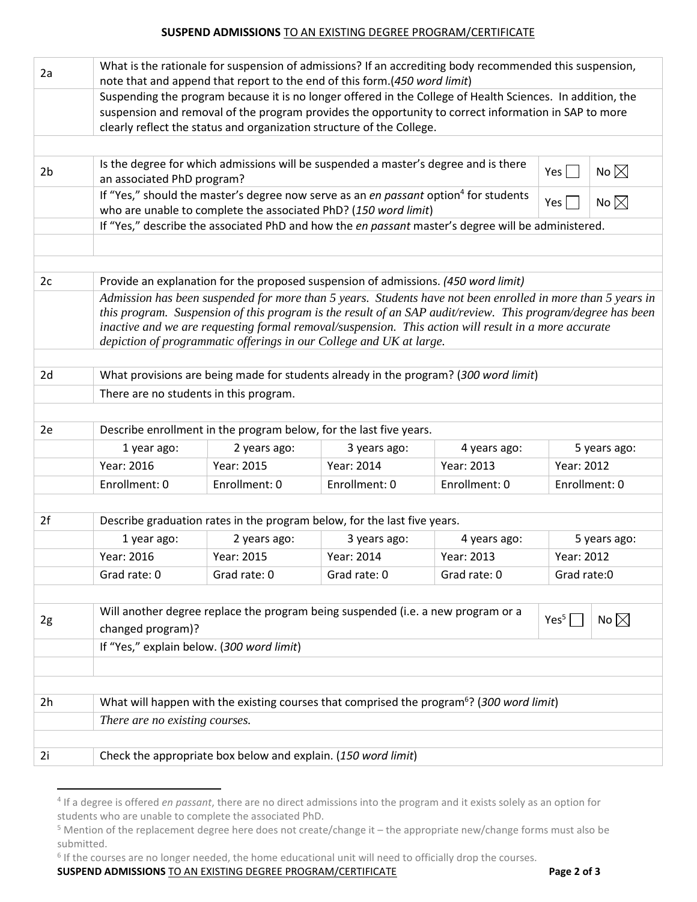**SUSPEND ADMISSIONS** TO AN EXISTING DEGREE PROGRAM/CERTIFICATE

| | | | | | | |
|---|---|---|---|---|---|---|
| 2a | What is the rationale for suspension of admissions? If an accrediting body recommended this suspension, note that and append that report to the end of this form.(*450 word limit*) | | | | | |
| | Suspending the program because it is no longer offered in the College of Health Sciences. In addition, the suspension and removal of the program provides the opportunity to correct information in SAP to more clearly reflect the status and organization structure of the College. | | | | | |
| | | | | | | |
| 2b | Is the degree for which admissions will be suspended a master's degree and is there an associated PhD program? | | | | Yes ☐ | No ☒ |
| | If "Yes," should the master's degree now serve as an *en passant* option[4] for students who are unable to complete the associated PhD? (*150 word limit*) | | | | Yes ☐ | No ☒ |
| | If "Yes," describe the associated PhD and how the *en passant* master's degree will be administered. | | | | | |
| | | | | | | |
| | | | | | | |
| 2c | Provide an explanation for the proposed suspension of admissions. *(450 word limit)* | | | | | |
| | *Admission has been suspended for more than 5 years. Students have not been enrolled in more than 5 years in this program. Suspension of this program is the result of an SAP audit/review. This program/degree has been inactive and we are requesting formal removal/suspension. This action will result in a more accurate depiction of programmatic offerings in our College and UK at large.* | | | | | |
| | | | | | | |
| 2d | What provisions are being made for students already in the program? (*300 word limit*) | | | | | |
| | There are no students in this program. | | | | | |
| | | | | | | |
| 2e | Describe enrollment in the program below, for the last five years. | | | | | |
| | 1 year ago: | 2 years ago: | 3 years ago: | 4 years ago: | 5 years ago: | |
| | Year: 2016 | Year: 2015 | Year: 2014 | Year: 2013 | Year: 2012 | |
| | Enrollment: 0 | Enrollment: 0 | Enrollment: 0 | Enrollment: 0 | Enrollment: 0 | |
| | | | | | | |
| 2f | Describe graduation rates in the program below, for the last five years. | | | | | |
| | 1 year ago: | 2 years ago: | 3 years ago: | 4 years ago: | 5 years ago: | |
| | Year: 2016 | Year: 2015 | Year: 2014 | Year: 2013 | Year: 2012 | |
| | Grad rate: 0 | Grad rate: 0 | Grad rate: 0 | Grad rate: 0 | Grad rate:0 | |
| | | | | | | |
| 2g | Will another degree replace the program being suspended (i.e. a new program or a changed program)? | | | | Yes[5] ☐ | No ☒ |
| | If "Yes," explain below. (*300 word limit*) | | | | | |
| | | | | | | |
| | | | | | | |
| 2h | What will happen with the existing courses that comprised the program[6]? (*300 word limit*) | | | | | |
| | *There are no existing courses.* | | | | | |
| | | | | | | |
| 2i | Check the appropriate box below and explain. (*150 word limit*) | | | | | |

[4] If a degree is offered *en passant*, there are no direct admissions into the program and it exists solely as an option for students who are unable to complete the associated PhD.

[5] Mention of the replacement degree here does not create/change it – the appropriate new/change forms must also be submitted.

[6] If the courses are no longer needed, the home educational unit will need to officially drop the courses.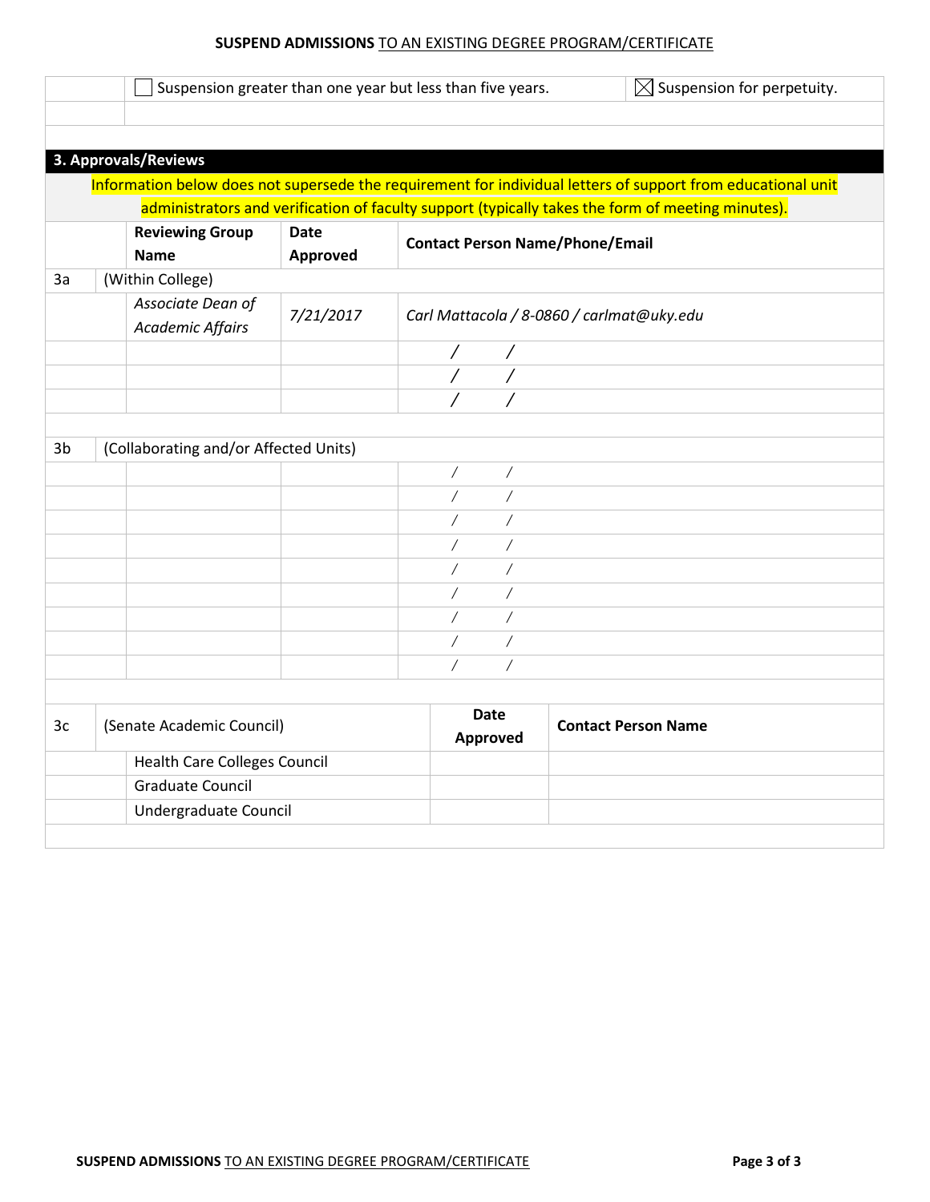| | ☐ Suspension greater than one year but less than five years. | ☒ Suspension for perpetuity. |
|---|---|---|

## 3. Approvals/Reviews

Information below does not supersede the requirement for individual letters of support from educational unit administrators and verification of faculty support (typically takes the form of meeting minutes).

| | Reviewing Group Name | Date Approved | Contact Person Name/Phone/Email |
|---|---|---|---|
| 3a | (Within College) | | |
| | *Associate Dean of Academic Affairs* | *7/21/2017* | *Carl Mattacola / 8-0860 / carlmat@uky.edu* |
| | | | / / |
| | | | / / |
| | | | / / |
| 3b | (Collaborating and/or Affected Units) | | |
| | | | / / |
| | | | / / |
| | | | / / |
| | | | / / |
| | | | / / |
| | | | / / |
| | | | / / |
| | | | / / |
| | | | / / |

| 3c | (Senate Academic Council) | Date Approved | Contact Person Name |
|---|---|---|---|
| | Health Care Colleges Council | | |
| | Graduate Council | | |
| | Undergraduate Council | | |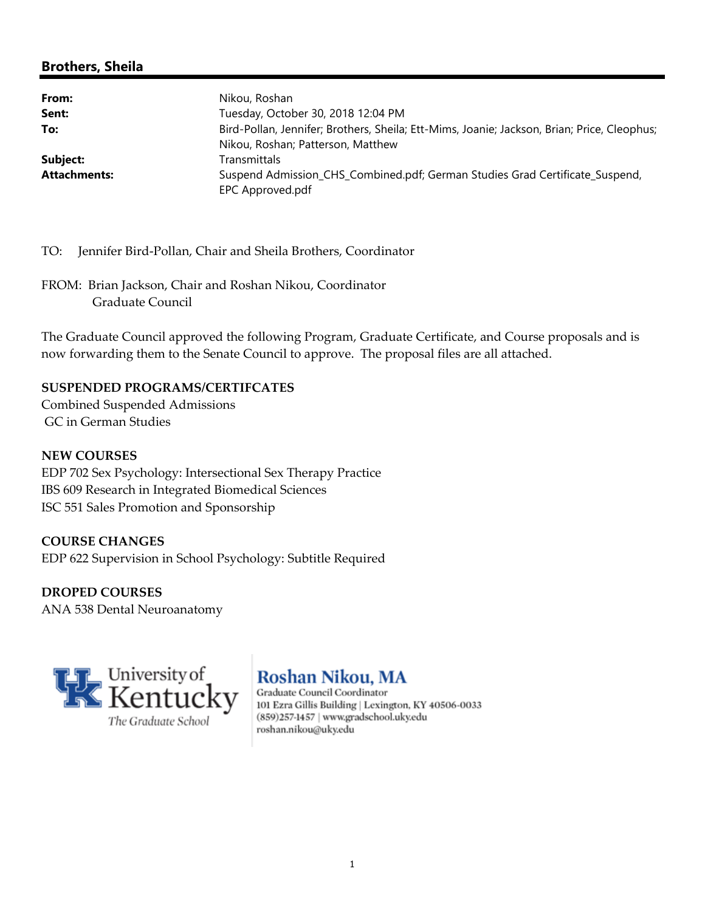## Brothers, Sheila

| | |
|---|---|
| **From:** | Nikou, Roshan |
| **Sent:** | Tuesday, October 30, 2018 12:04 PM |
| **To:** | Bird-Pollan, Jennifer; Brothers, Sheila; Ett-Mims, Joanie; Jackson, Brian; Price, Cleophus; Nikou, Roshan; Patterson, Matthew |
| **Subject:** | Transmittals |
| **Attachments:** | Suspend Admission_CHS_Combined.pdf; German Studies Grad Certificate_Suspend, EPC Approved.pdf |

TO: Jennifer Bird-Pollan, Chair and Sheila Brothers, Coordinator

FROM: Brian Jackson, Chair and Roshan Nikou, Coordinator
Graduate Council

The Graduate Council approved the following Program, Graduate Certificate, and Course proposals and is now forwarding them to the Senate Council to approve. The proposal files are all attached.

**SUSPENDED PROGRAMS/CERTIFCATES**
Combined Suspended Admissions
GC in German Studies

**NEW COURSES**
EDP 702 Sex Psychology: Intersectional Sex Therapy Practice
IBS 609 Research in Integrated Biomedical Sciences
ISC 551 Sales Promotion and Sponsorship

**COURSE CHANGES**
EDP 622 Supervision in School Psychology: Subtitle Required

**DROPED COURSES**
ANA 538 Dental Neuroanatomy

University of Kentucky
*The Graduate School*

**Roshan Nikou, MA**
Graduate Council Coordinator
101 Ezra Gillis Building | Lexington, KY 40506-0033
(859)257-1457 | www.gradschool.uky.edu
roshan.nikou@uky.edu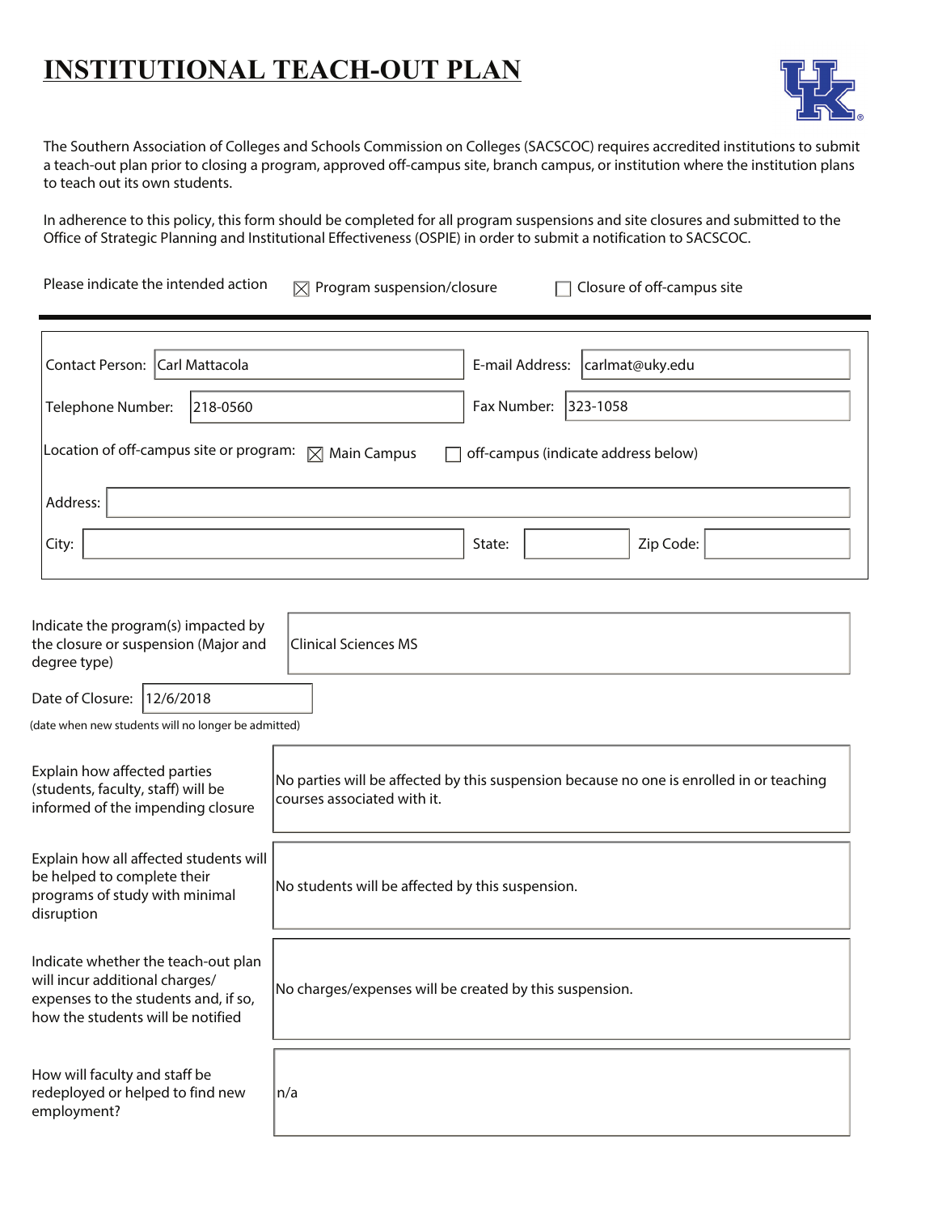# INSTITUTIONAL TEACH-OUT PLAN

The Southern Association of Colleges and Schools Commission on Colleges (SACSCOC) requires accredited institutions to submit a teach-out plan prior to closing a program, approved off-campus site, branch campus, or institution where the institution plans to teach out its own students.

In adherence to this policy, this form should be completed for all program suspensions and site closures and submitted to the Office of Strategic Planning and Institutional Effectiveness (OSPIE) in order to submit a notification to SACSCOC.

Please indicate the intended action ☒ Program suspension/closure ☐ Closure of off-campus site

---

| | | | |
|---|---|---|---|
| Contact Person: | Carl Mattacola | E-mail Address: | carlmat@uky.edu |
| Telephone Number: | 218-0560 | Fax Number: | 323-1058 |

Location of off-campus site or program: ☒ Main Campus ☐ off-campus (indicate address below)

Address:

City: State: Zip Code:

| | |
|---|---|
| Indicate the program(s) impacted by the closure or suspension (Major and degree type) | Clinical Sciences MS |
| Date of Closure: (date when new students will no longer be admitted) | 12/6/2018 |
| Explain how affected parties (students, faculty, staff) will be informed of the impending closure | No parties will be affected by this suspension because no one is enrolled in or teaching courses associated with it. |
| Explain how all affected students will be helped to complete their programs of study with minimal disruption | No students will be affected by this suspension. |
| Indicate whether the teach-out plan will incur additional charges/ expenses to the students and, if so, how the students will be notified | No charges/expenses will be created by this suspension. |
| How will faculty and staff be redeployed or helped to find new employment? | n/a |